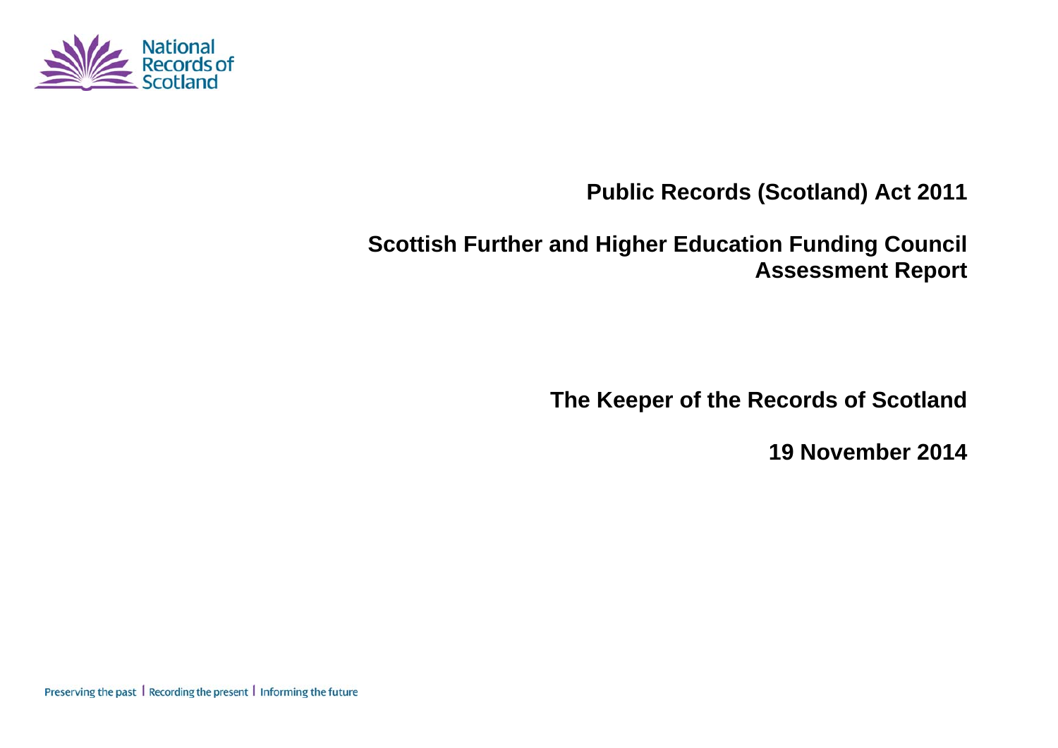National Records of Scotland

# Public Records (Scotland) Act 2011

# Scottish Further and Higher Education Funding Council Assessment Report

**The Keeper of the Records of Scotland**

**19 November 2014**

Preserving the past | Recording the present | Informing the future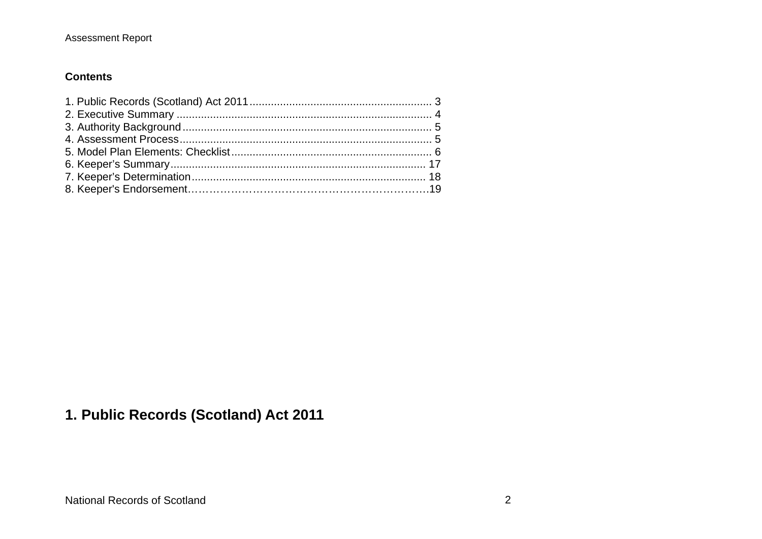## Contents

1. Public Records (Scotland) Act 2011 ........................................................... 3
2. Executive Summary .................................................................................. 4
3. Authority Background ................................................................................ 5
4. Assessment Process ................................................................................. 5
5. Model Plan Elements: Checklist ................................................................. 6
6. Keeper's Summary .................................................................................. 17
7. Keeper's Determination ........................................................................... 18
8. Keeper's Endorsement………………………………………………………….19

# 1. Public Records (Scotland) Act 2011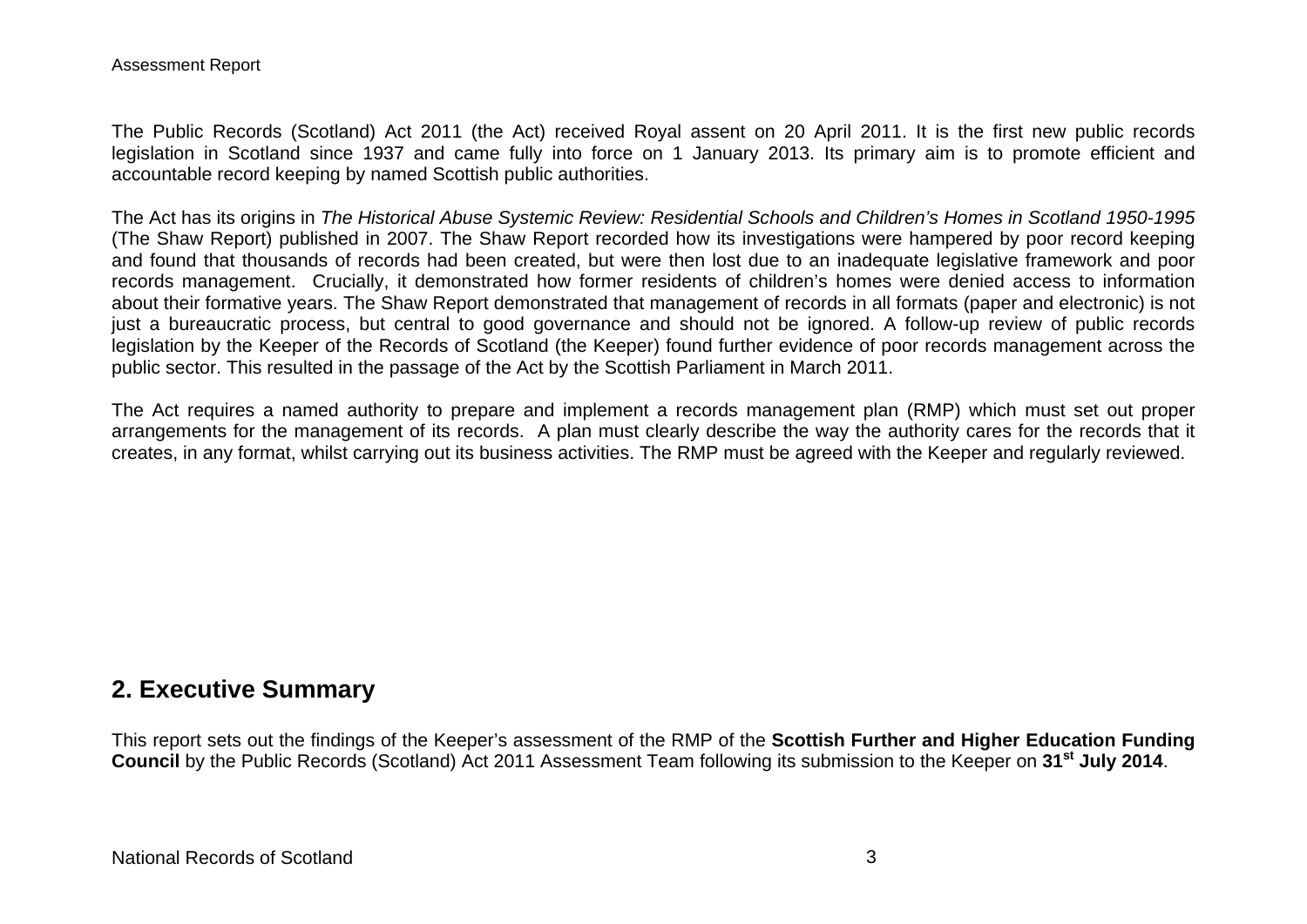The Public Records (Scotland) Act 2011 (the Act) received Royal assent on 20 April 2011. It is the first new public records legislation in Scotland since 1937 and came fully into force on 1 January 2013. Its primary aim is to promote efficient and accountable record keeping by named Scottish public authorities.

The Act has its origins in *The Historical Abuse Systemic Review: Residential Schools and Children's Homes in Scotland 1950-1995* (The Shaw Report) published in 2007. The Shaw Report recorded how its investigations were hampered by poor record keeping and found that thousands of records had been created, but were then lost due to an inadequate legislative framework and poor records management. Crucially, it demonstrated how former residents of children's homes were denied access to information about their formative years. The Shaw Report demonstrated that management of records in all formats (paper and electronic) is not just a bureaucratic process, but central to good governance and should not be ignored. A follow-up review of public records legislation by the Keeper of the Records of Scotland (the Keeper) found further evidence of poor records management across the public sector. This resulted in the passage of the Act by the Scottish Parliament in March 2011.

The Act requires a named authority to prepare and implement a records management plan (RMP) which must set out proper arrangements for the management of its records. A plan must clearly describe the way the authority cares for the records that it creates, in any format, whilst carrying out its business activities. The RMP must be agreed with the Keeper and regularly reviewed.

## 2. Executive Summary

This report sets out the findings of the Keeper's assessment of the RMP of the **Scottish Further and Higher Education Funding Council** by the Public Records (Scotland) Act 2011 Assessment Team following its submission to the Keeper on **31st July 2014**.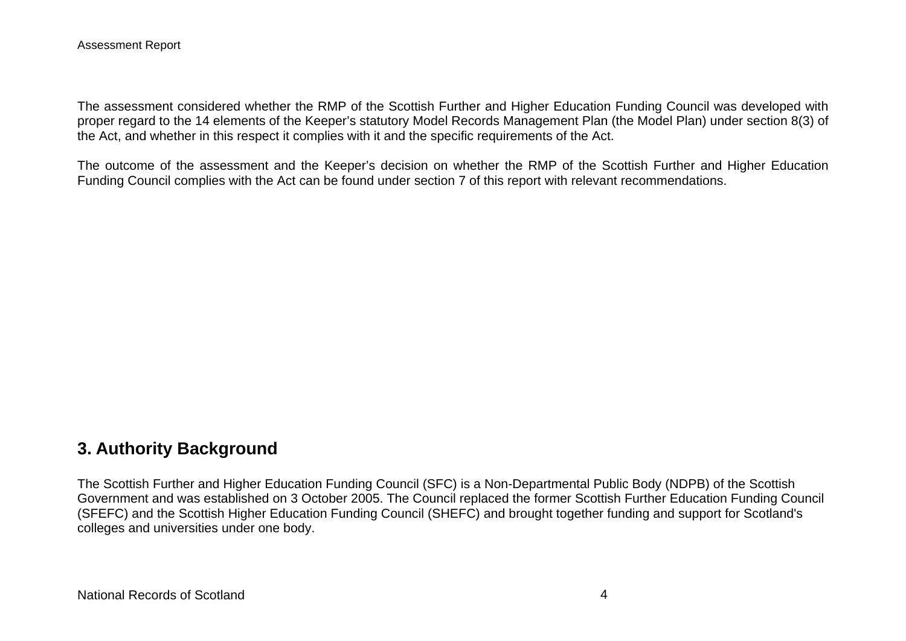The assessment considered whether the RMP of the Scottish Further and Higher Education Funding Council was developed with proper regard to the 14 elements of the Keeper's statutory Model Records Management Plan (the Model Plan) under section 8(3) of the Act, and whether in this respect it complies with it and the specific requirements of the Act.

The outcome of the assessment and the Keeper's decision on whether the RMP of the Scottish Further and Higher Education Funding Council complies with the Act can be found under section 7 of this report with relevant recommendations.

## 3. Authority Background

The Scottish Further and Higher Education Funding Council (SFC) is a Non-Departmental Public Body (NDPB) of the Scottish Government and was established on 3 October 2005. The Council replaced the former Scottish Further Education Funding Council (SFEFC) and the Scottish Higher Education Funding Council (SHEFC) and brought together funding and support for Scotland's colleges and universities under one body.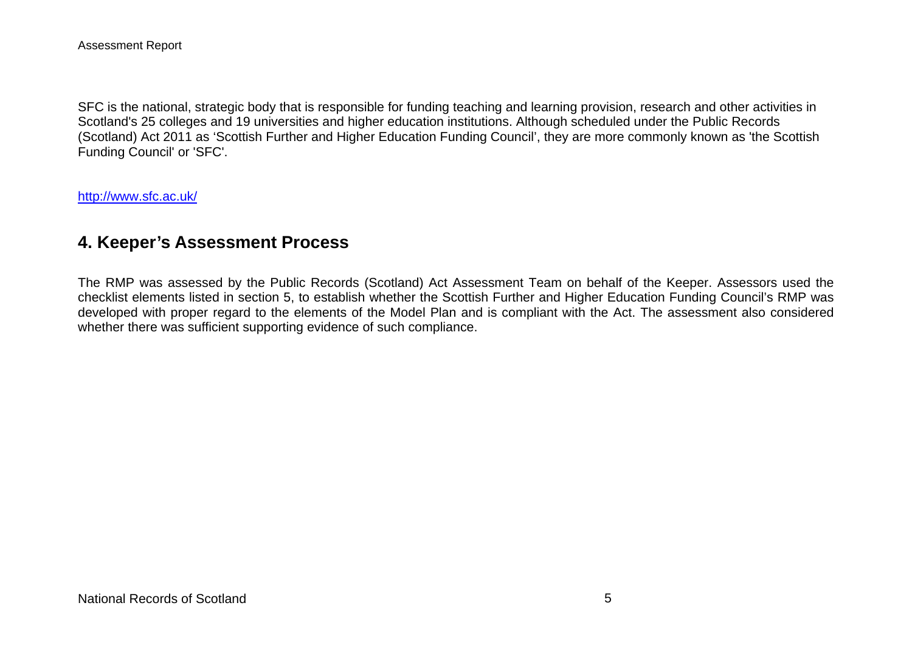SFC is the national, strategic body that is responsible for funding teaching and learning provision, research and other activities in Scotland's 25 colleges and 19 universities and higher education institutions. Although scheduled under the Public Records (Scotland) Act 2011 as 'Scottish Further and Higher Education Funding Council', they are more commonly known as 'the Scottish Funding Council' or 'SFC'.

http://www.sfc.ac.uk/

## 4. Keeper's Assessment Process

The RMP was assessed by the Public Records (Scotland) Act Assessment Team on behalf of the Keeper. Assessors used the checklist elements listed in section 5, to establish whether the Scottish Further and Higher Education Funding Council's RMP was developed with proper regard to the elements of the Model Plan and is compliant with the Act. The assessment also considered whether there was sufficient supporting evidence of such compliance.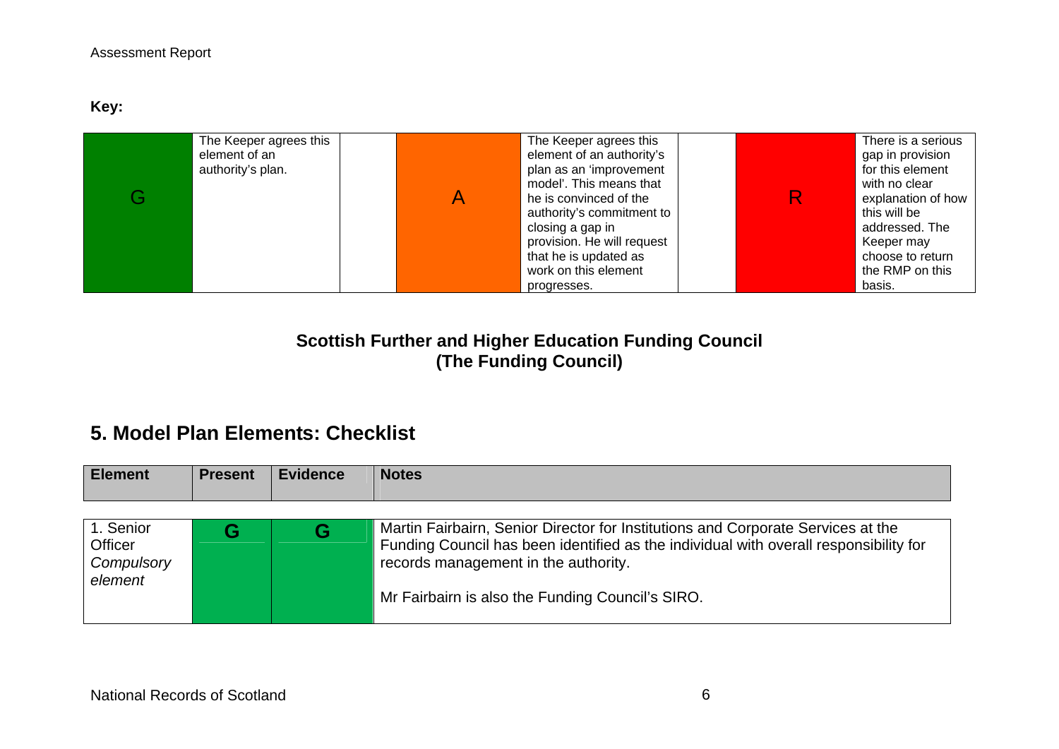**Key:**

| G | The Keeper agrees this element of an authority's plan. | | A | The Keeper agrees this element of an authority's plan as an 'improvement model'. This means that he is convinced of the authority's commitment to closing a gap in provision. He will request that he is updated as work on this element progresses. | | R | There is a serious gap in provision for this element with no clear explanation of how this will be addressed. The Keeper may choose to return the RMP on this basis. |
|---|---|---|---|---|---|---|---|

## Scottish Further and Higher Education Funding Council (The Funding Council)

## 5. Model Plan Elements: Checklist

| Element | Present | Evidence | Notes |
|---|---|---|---|
| 1. Senior Officer *Compulsory element* | G | G | Martin Fairbairn, Senior Director for Institutions and Corporate Services at the Funding Council has been identified as the individual with overall responsibility for records management in the authority.<br><br>Mr Fairbairn is also the Funding Council's SIRO. |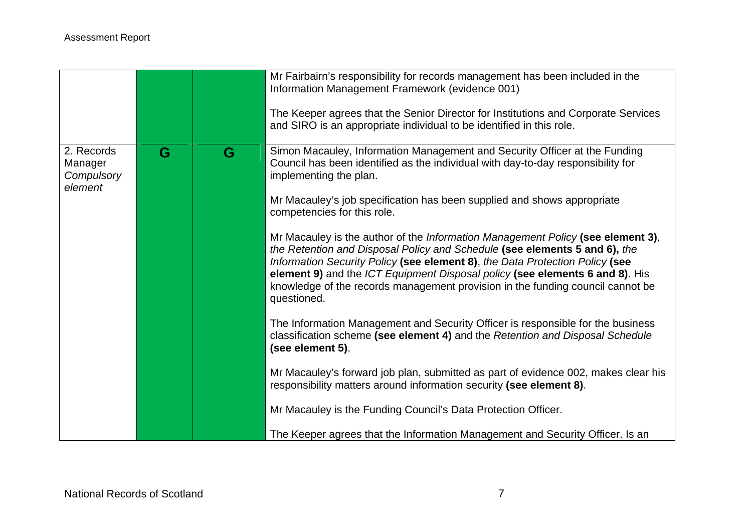| | | | |
|---|---|---|---|
| | | | Mr Fairbairn's responsibility for records management has been included in the Information Management Framework (evidence 001)<br><br>The Keeper agrees that the Senior Director for Institutions and Corporate Services and SIRO is an appropriate individual to be identified in this role. |
| 2. Records Manager *Compulsory element* | G | G | Simon Macauley, Information Management and Security Officer at the Funding Council has been identified as the individual with day-to-day responsibility for implementing the plan.<br><br>Mr Macauley's job specification has been supplied and shows appropriate competencies for this role.<br><br>Mr Macauley is the author of the *Information Management Policy* **(see element 3)**, *the Retention and Disposal Policy and Schedule* **(see elements 5 and 6),** *the Information Security Policy* **(see element 8)**, *the Data Protection Policy* **(see element 9)** and the *ICT Equipment Disposal policy* **(see elements 6 and 8)**. His knowledge of the records management provision in the funding council cannot be questioned.<br><br>The Information Management and Security Officer is responsible for the business classification scheme **(see element 4)** and the *Retention and Disposal Schedule* **(see element 5)**.<br><br>Mr Macauley's forward job plan, submitted as part of evidence 002, makes clear his responsibility matters around information security **(see element 8)**.<br><br>Mr Macauley is the Funding Council's Data Protection Officer.<br><br>The Keeper agrees that the Information Management and Security Officer. Is an |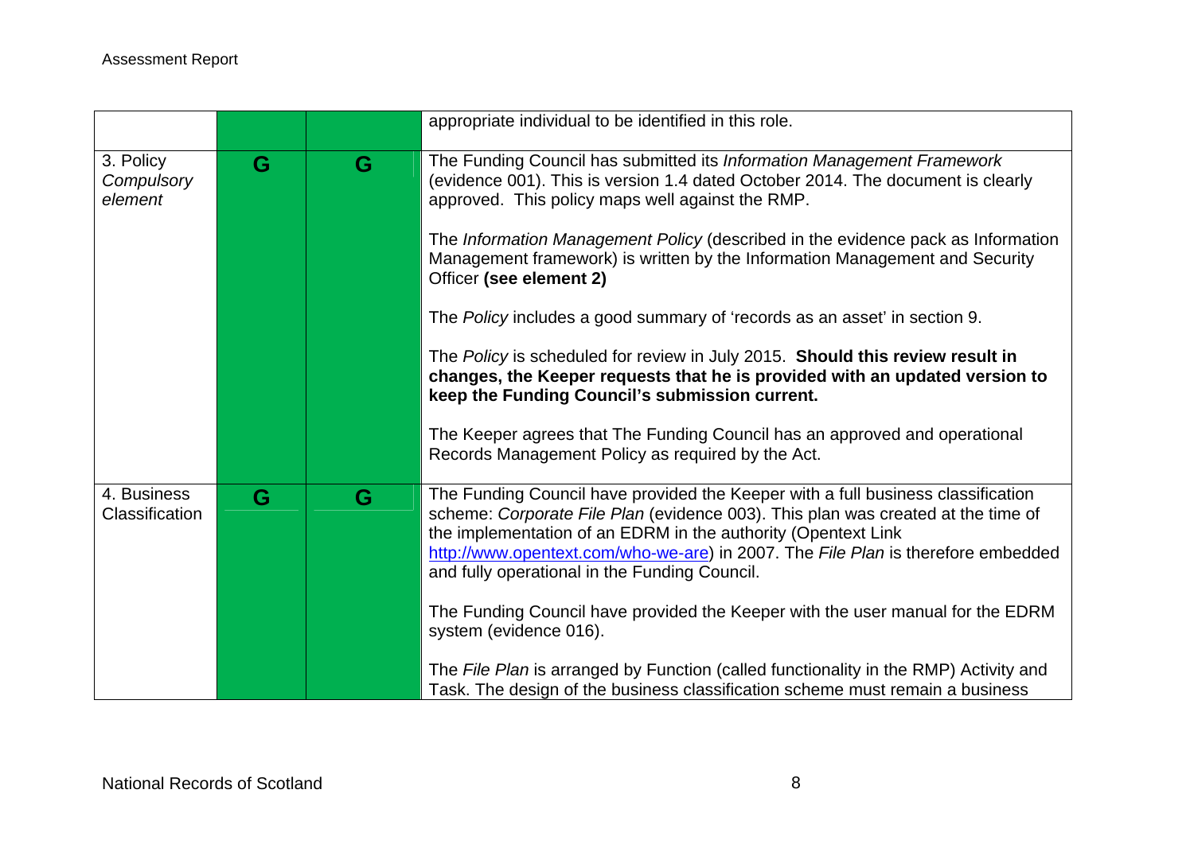| | | | |
|---|---|---|---|
| | | | appropriate individual to be identified in this role. |
| 3. Policy *Compulsory element* | G | G | The Funding Council has submitted its *Information Management Framework* (evidence 001). This is version 1.4 dated October 2014. The document is clearly approved. This policy maps well against the RMP.<br><br>The *Information Management Policy* (described in the evidence pack as Information Management framework) is written by the Information Management and Security Officer **(see element 2)**<br><br>The *Policy* includes a good summary of 'records as an asset' in section 9.<br><br>The *Policy* is scheduled for review in July 2015. **Should this review result in changes, the Keeper requests that he is provided with an updated version to keep the Funding Council's submission current.**<br><br>The Keeper agrees that The Funding Council has an approved and operational Records Management Policy as required by the Act. |
| 4. Business Classification | G | G | The Funding Council have provided the Keeper with a full business classification scheme: *Corporate File Plan* (evidence 003). This plan was created at the time of the implementation of an EDRM in the authority (Opentext Link http://www.opentext.com/who-we-are) in 2007. The *File Plan* is therefore embedded and fully operational in the Funding Council.<br><br>The Funding Council have provided the Keeper with the user manual for the EDRM system (evidence 016).<br><br>The *File Plan* is arranged by Function (called functionality in the RMP) Activity and Task. The design of the business classification scheme must remain a business |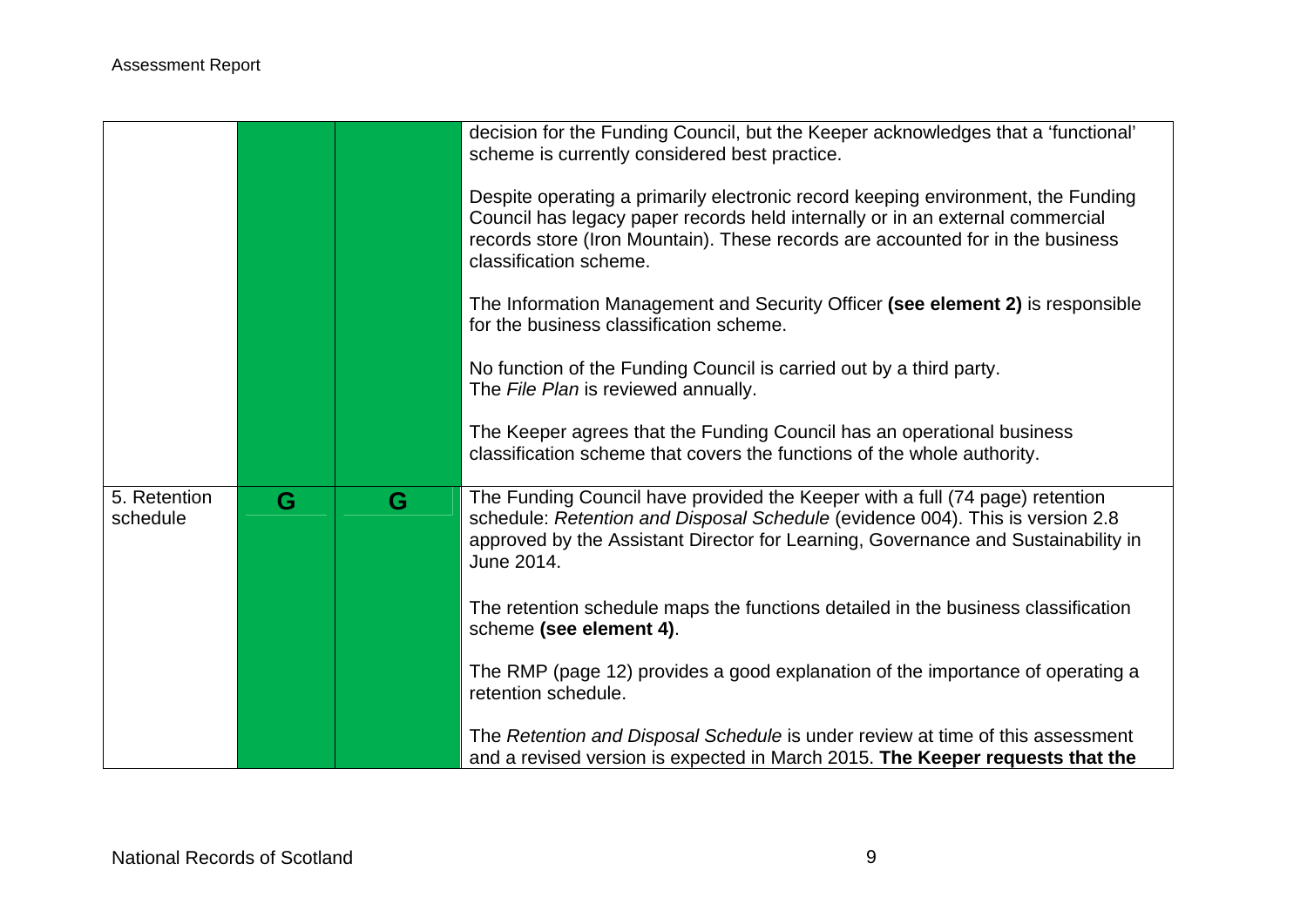| | | | |
|---|---|---|---|
| | | | decision for the Funding Council, but the Keeper acknowledges that a 'functional' scheme is currently considered best practice.<br><br>Despite operating a primarily electronic record keeping environment, the Funding Council has legacy paper records held internally or in an external commercial records store (Iron Mountain). These records are accounted for in the business classification scheme.<br><br>The Information Management and Security Officer **(see element 2)** is responsible for the business classification scheme.<br><br>No function of the Funding Council is carried out by a third party.<br>The *File Plan* is reviewed annually.<br><br>The Keeper agrees that the Funding Council has an operational business classification scheme that covers the functions of the whole authority. |
| 5. Retention schedule | G | G | The Funding Council have provided the Keeper with a full (74 page) retention schedule: *Retention and Disposal Schedule* (evidence 004). This is version 2.8 approved by the Assistant Director for Learning, Governance and Sustainability in June 2014.<br><br>The retention schedule maps the functions detailed in the business classification scheme **(see element 4)**.<br><br>The RMP (page 12) provides a good explanation of the importance of operating a retention schedule.<br><br>The *Retention and Disposal Schedule* is under review at time of this assessment and a revised version is expected in March 2015. **The Keeper requests that the** |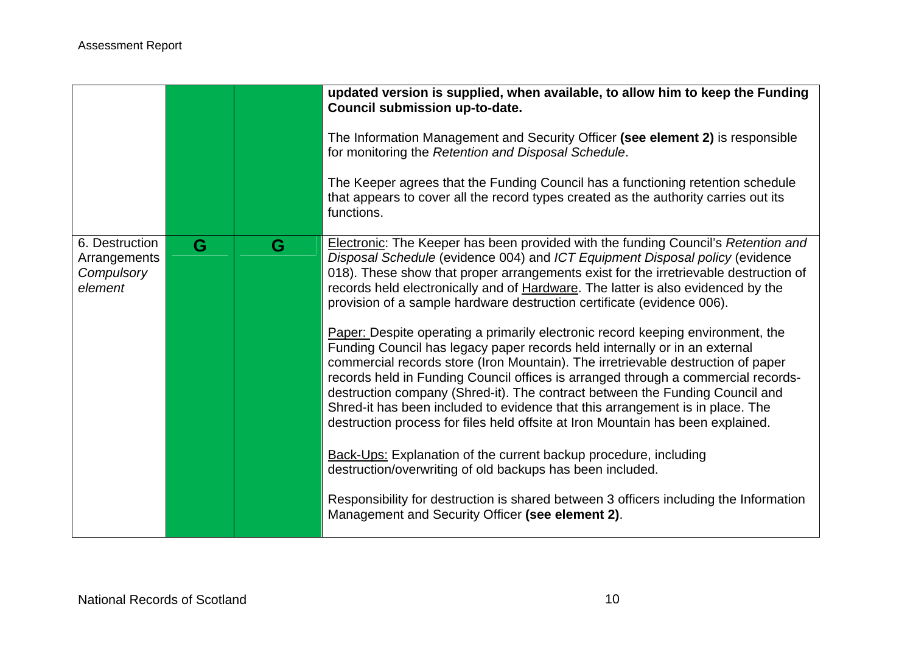| | | | |
|---|---|---|---|
| | | | **updated version is supplied, when available, to allow him to keep the Funding Council submission up-to-date.**<br><br>The Information Management and Security Officer **(see element 2)** is responsible for monitoring the *Retention and Disposal Schedule*.<br><br>The Keeper agrees that the Funding Council has a functioning retention schedule that appears to cover all the record types created as the authority carries out its functions. |
| 6. Destruction Arrangements *Compulsory element* | G | G | Electronic: The Keeper has been provided with the funding Council's *Retention and Disposal Schedule* (evidence 004) and *ICT Equipment Disposal policy* (evidence 018). These show that proper arrangements exist for the irretrievable destruction of records held electronically and of Hardware. The latter is also evidenced by the provision of a sample hardware destruction certificate (evidence 006).<br><br>Paper: Despite operating a primarily electronic record keeping environment, the Funding Council has legacy paper records held internally or in an external commercial records store (Iron Mountain). The irretrievable destruction of paper records held in Funding Council offices is arranged through a commercial records-destruction company (Shred-it). The contract between the Funding Council and Shred-it has been included to evidence that this arrangement is in place. The destruction process for files held offsite at Iron Mountain has been explained.<br><br>Back-Ups: Explanation of the current backup procedure, including destruction/overwriting of old backups has been included.<br><br>Responsibility for destruction is shared between 3 officers including the Information Management and Security Officer **(see element 2)**. |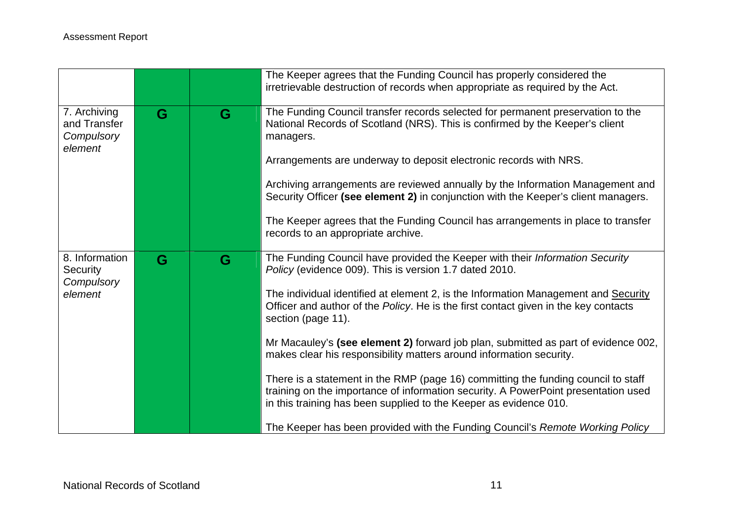| | | | |
|---|---|---|---|
| | | | The Keeper agrees that the Funding Council has properly considered the irretrievable destruction of records when appropriate as required by the Act. |
| 7. Archiving and Transfer *Compulsory element* | G | G | The Funding Council transfer records selected for permanent preservation to the National Records of Scotland (NRS). This is confirmed by the Keeper's client managers.<br><br>Arrangements are underway to deposit electronic records with NRS.<br><br>Archiving arrangements are reviewed annually by the Information Management and Security Officer **(see element 2)** in conjunction with the Keeper's client managers.<br><br>The Keeper agrees that the Funding Council has arrangements in place to transfer records to an appropriate archive. |
| 8. Information Security *Compulsory element* | G | G | The Funding Council have provided the Keeper with their *Information Security Policy* (evidence 009). This is version 1.7 dated 2010.<br><br>The individual identified at element 2, is the Information Management and Security Officer and author of the *Policy*. He is the first contact given in the key contacts section (page 11).<br><br>Mr Macauley's **(see element 2)** forward job plan, submitted as part of evidence 002, makes clear his responsibility matters around information security.<br><br>There is a statement in the RMP (page 16) committing the funding council to staff training on the importance of information security. A PowerPoint presentation used in this training has been supplied to the Keeper as evidence 010.<br><br>The Keeper has been provided with the Funding Council's *Remote Working Policy* |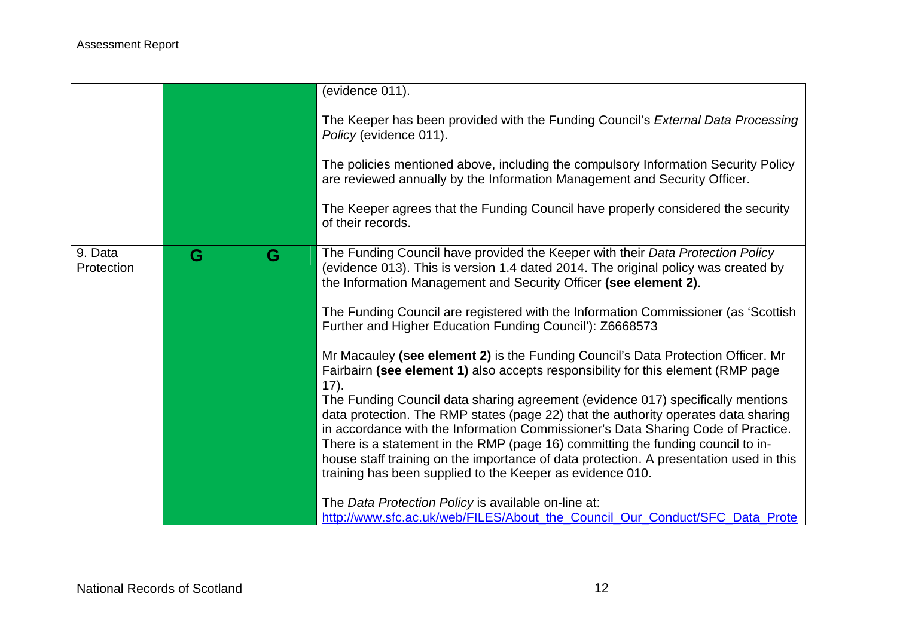| | | | |
|---|---|---|---|
| | | | (evidence 011).<br><br>The Keeper has been provided with the Funding Council's *External Data Processing Policy* (evidence 011).<br><br>The policies mentioned above, including the compulsory Information Security Policy are reviewed annually by the Information Management and Security Officer.<br><br>The Keeper agrees that the Funding Council have properly considered the security of their records. |
| 9. Data Protection | G | G | The Funding Council have provided the Keeper with their *Data Protection Policy* (evidence 013). This is version 1.4 dated 2014. The original policy was created by the Information Management and Security Officer **(see element 2)**.<br><br>The Funding Council are registered with the Information Commissioner (as 'Scottish Further and Higher Education Funding Council'): Z6668573<br><br>Mr Macauley **(see element 2)** is the Funding Council's Data Protection Officer. Mr Fairbairn **(see element 1)** also accepts responsibility for this element (RMP page 17).<br>The Funding Council data sharing agreement (evidence 017) specifically mentions data protection. The RMP states (page 22) that the authority operates data sharing in accordance with the Information Commissioner's Data Sharing Code of Practice. There is a statement in the RMP (page 16) committing the funding council to in-house staff training on the importance of data protection. A presentation used in this training has been supplied to the Keeper as evidence 010.<br><br>The *Data Protection Policy* is available on-line at:<br>http://www.sfc.ac.uk/web/FILES/About_the_Council_Our_Conduct/SFC_Data_Prote |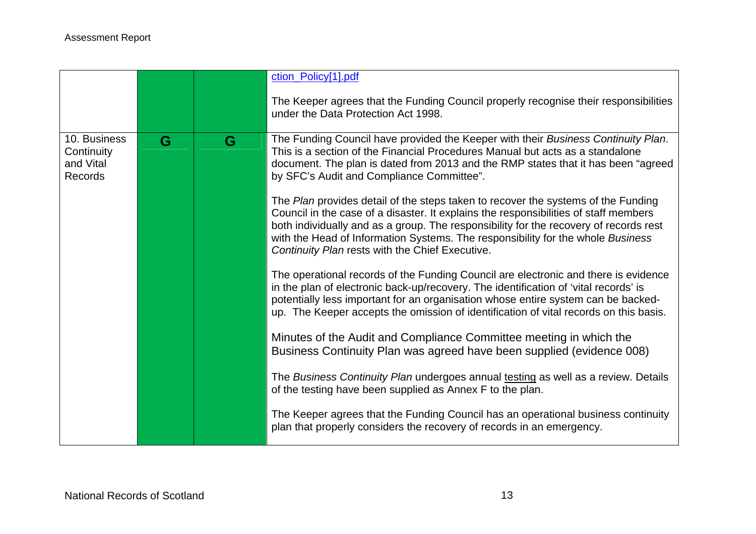| | | | |
|---|---|---|---|
| | | | ction_Policy[1].pdf<br><br>The Keeper agrees that the Funding Council properly recognise their responsibilities under the Data Protection Act 1998. |
| 10. Business Continuity and Vital Records | G | G | The Funding Council have provided the Keeper with their *Business Continuity Plan*. This is a section of the Financial Procedures Manual but acts as a standalone document. The plan is dated from 2013 and the RMP states that it has been "agreed by SFC's Audit and Compliance Committee".<br><br>The *Plan* provides detail of the steps taken to recover the systems of the Funding Council in the case of a disaster. It explains the responsibilities of staff members both individually and as a group. The responsibility for the recovery of records rest with the Head of Information Systems. The responsibility for the whole *Business Continuity Plan* rests with the Chief Executive.<br><br>The operational records of the Funding Council are electronic and there is evidence in the plan of electronic back-up/recovery. The identification of 'vital records' is potentially less important for an organisation whose entire system can be backed-up. The Keeper accepts the omission of identification of vital records on this basis.<br><br>Minutes of the Audit and Compliance Committee meeting in which the Business Continuity Plan was agreed have been supplied (evidence 008)<br><br>The *Business Continuity Plan* undergoes annual testing as well as a review. Details of the testing have been supplied as Annex F to the plan.<br><br>The Keeper agrees that the Funding Council has an operational business continuity plan that properly considers the recovery of records in an emergency. |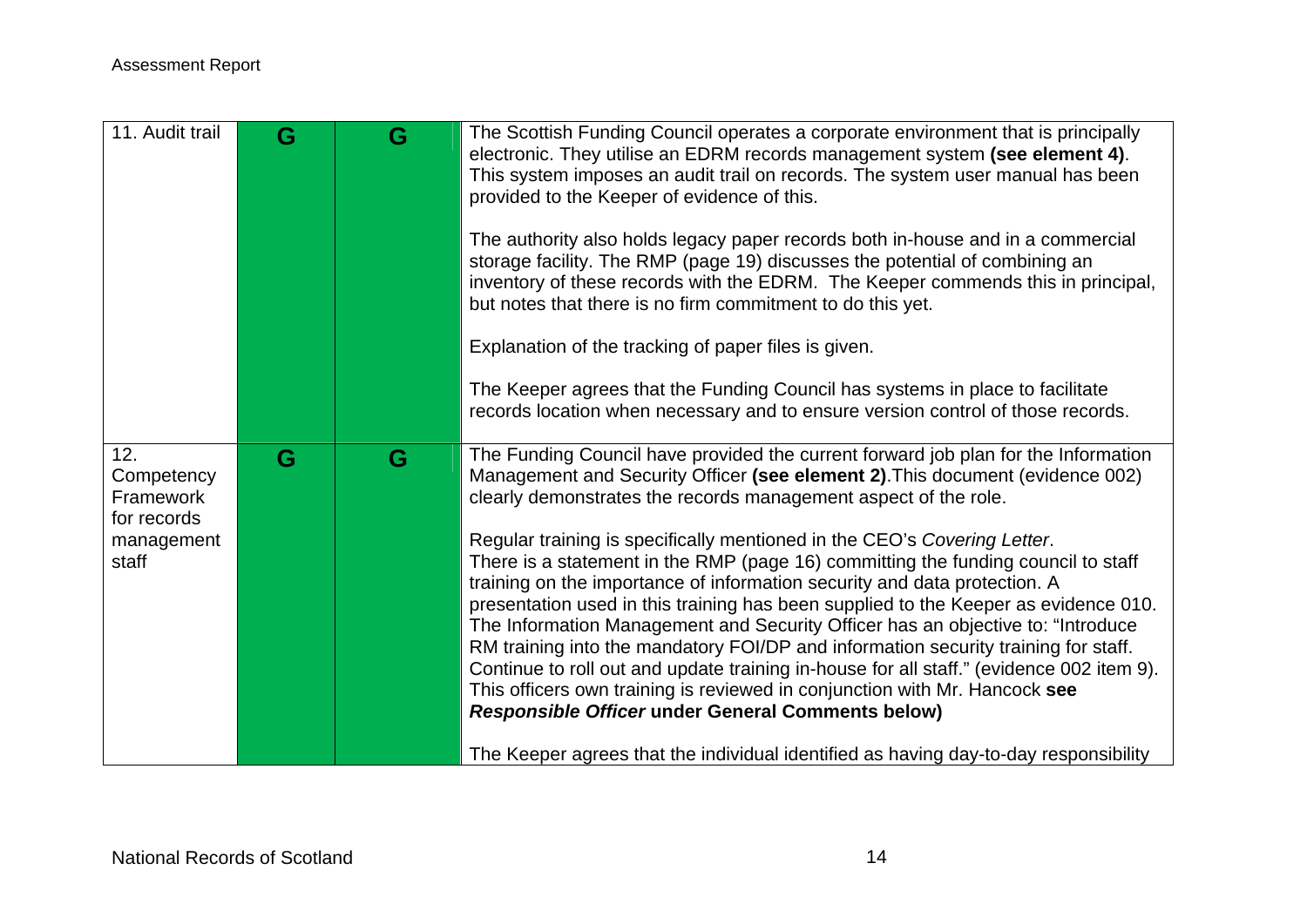| | | | |
|---|---|---|---|
| 11. Audit trail | G | G | The Scottish Funding Council operates a corporate environment that is principally electronic. They utilise an EDRM records management system **(see element 4)**. This system imposes an audit trail on records. The system user manual has been provided to the Keeper of evidence of this.<br><br>The authority also holds legacy paper records both in-house and in a commercial storage facility. The RMP (page 19) discusses the potential of combining an inventory of these records with the EDRM. The Keeper commends this in principal, but notes that there is no firm commitment to do this yet.<br><br>Explanation of the tracking of paper files is given.<br><br>The Keeper agrees that the Funding Council has systems in place to facilitate records location when necessary and to ensure version control of those records. |
| 12. Competency Framework for records management staff | G | G | The Funding Council have provided the current forward job plan for the Information Management and Security Officer **(see element 2)**.This document (evidence 002) clearly demonstrates the records management aspect of the role.<br><br>Regular training is specifically mentioned in the CEO's *Covering Letter*. There is a statement in the RMP (page 16) committing the funding council to staff training on the importance of information security and data protection. A presentation used in this training has been supplied to the Keeper as evidence 010. The Information Management and Security Officer has an objective to: "Introduce RM training into the mandatory FOI/DP and information security training for staff. Continue to roll out and update training in-house for all staff." (evidence 002 item 9). This officers own training is reviewed in conjunction with Mr. Hancock **see *Responsible Officer* under General Comments below)**<br><br>The Keeper agrees that the individual identified as having day-to-day responsibility |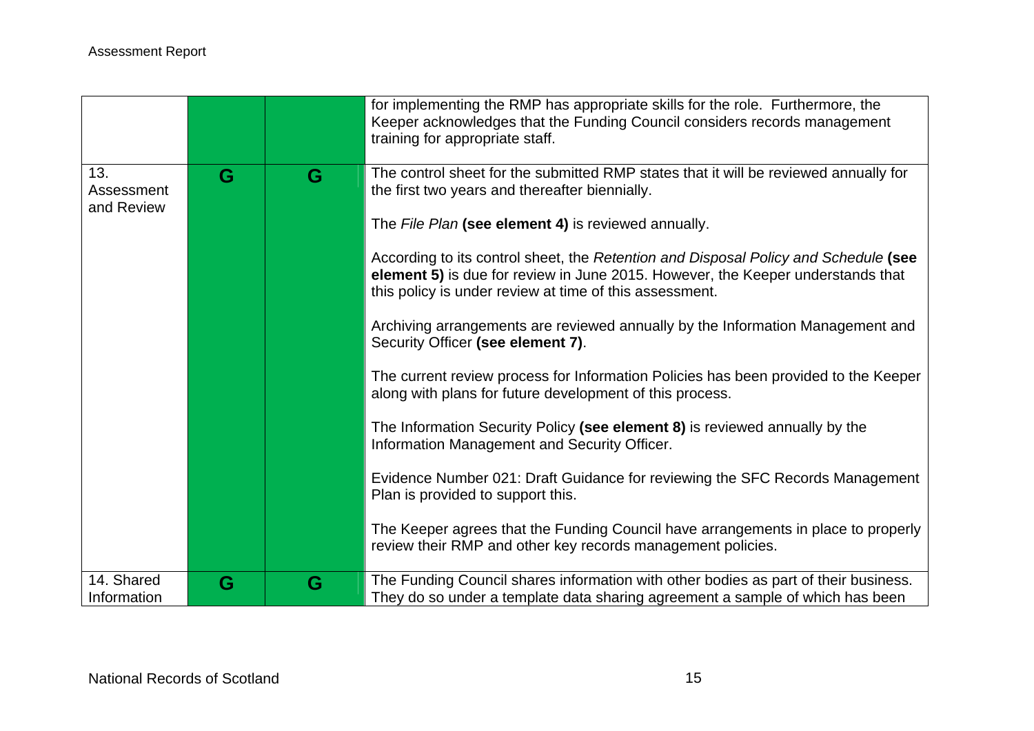| | | | |
|---|---|---|---|
| | | | for implementing the RMP has appropriate skills for the role. Furthermore, the Keeper acknowledges that the Funding Council considers records management training for appropriate staff. |
| 13. Assessment and Review | G | G | The control sheet for the submitted RMP states that it will be reviewed annually for the first two years and thereafter biennially.<br><br>The *File Plan* **(see element 4)** is reviewed annually.<br><br>According to its control sheet, the *Retention and Disposal Policy and Schedule* **(see element 5)** is due for review in June 2015. However, the Keeper understands that this policy is under review at time of this assessment.<br><br>Archiving arrangements are reviewed annually by the Information Management and Security Officer **(see element 7)**.<br><br>The current review process for Information Policies has been provided to the Keeper along with plans for future development of this process.<br><br>The Information Security Policy **(see element 8)** is reviewed annually by the Information Management and Security Officer.<br><br>Evidence Number 021: Draft Guidance for reviewing the SFC Records Management Plan is provided to support this.<br><br>The Keeper agrees that the Funding Council have arrangements in place to properly review their RMP and other key records management policies. |
| 14. Shared Information | G | G | The Funding Council shares information with other bodies as part of their business. They do so under a template data sharing agreement a sample of which has been |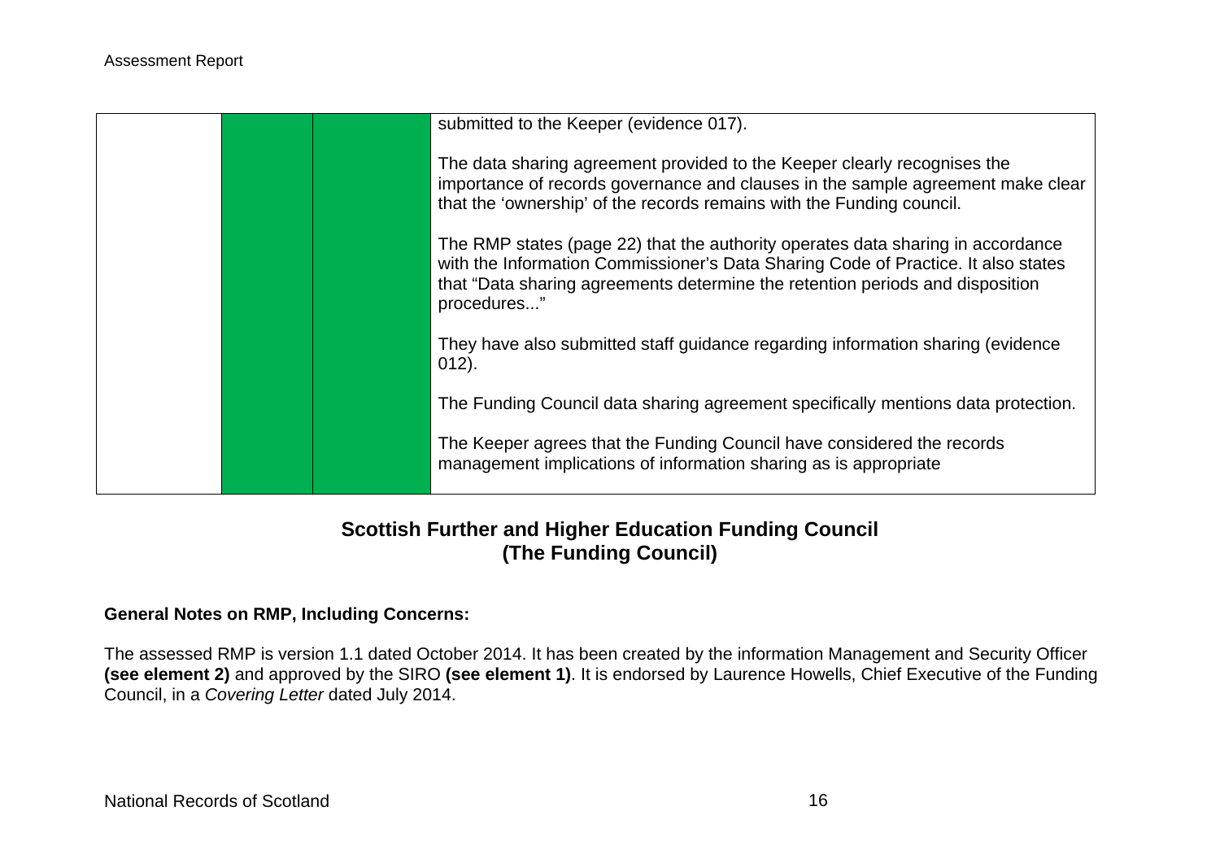|  |  |  |  |
|---|---|---|---|
|  |  |  | submitted to the Keeper (evidence 017).<br><br>The data sharing agreement provided to the Keeper clearly recognises the importance of records governance and clauses in the sample agreement make clear that the 'ownership' of the records remains with the Funding council.<br><br>The RMP states (page 22) that the authority operates data sharing in accordance with the Information Commissioner's Data Sharing Code of Practice. It also states that "Data sharing agreements determine the retention periods and disposition procedures..."<br><br>They have also submitted staff guidance regarding information sharing (evidence 012).<br><br>The Funding Council data sharing agreement specifically mentions data protection.<br><br>The Keeper agrees that the Funding Council have considered the records management implications of information sharing as is appropriate |

## Scottish Further and Higher Education Funding Council (The Funding Council)

**General Notes on RMP, Including Concerns:**

The assessed RMP is version 1.1 dated October 2014. It has been created by the information Management and Security Officer **(see element 2)** and approved by the SIRO **(see element 1)**. It is endorsed by Laurence Howells, Chief Executive of the Funding Council, in a *Covering Letter* dated July 2014.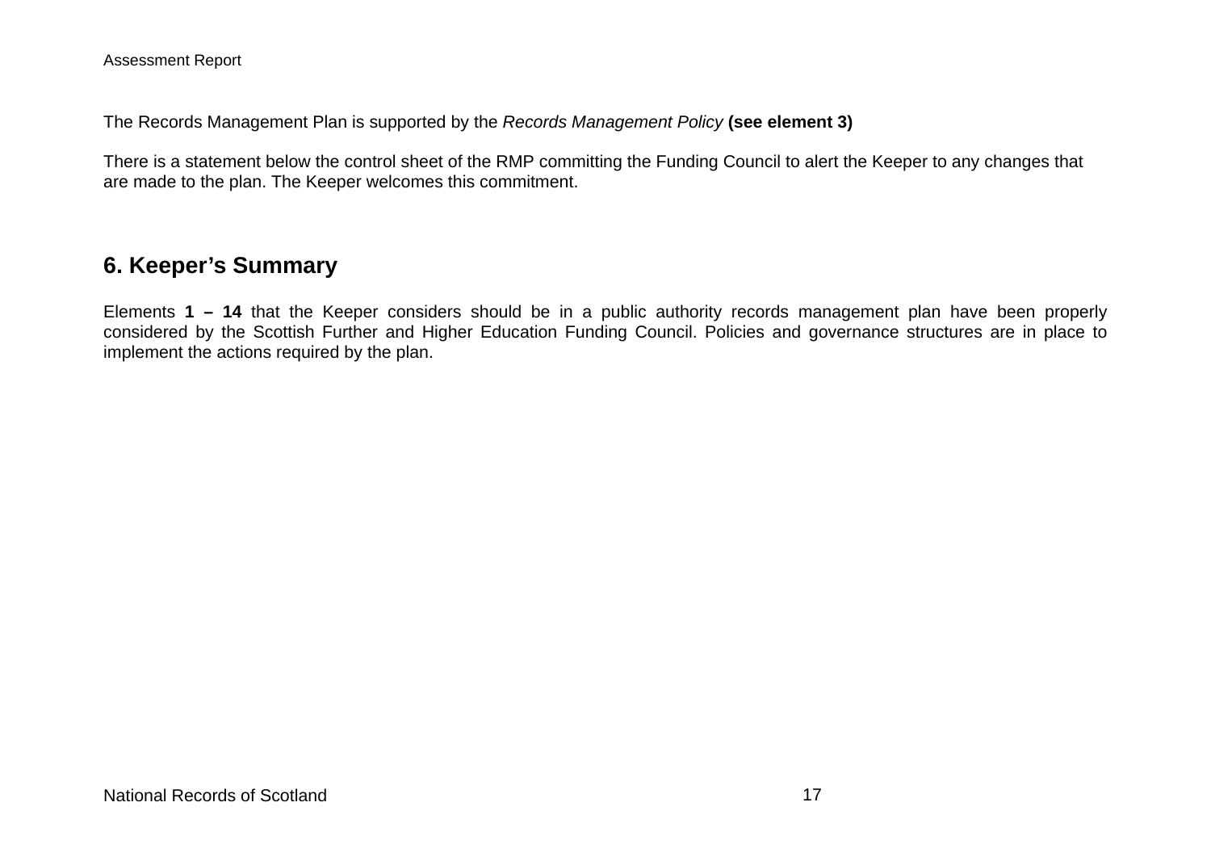The Records Management Plan is supported by the *Records Management Policy* **(see element 3)**

There is a statement below the control sheet of the RMP committing the Funding Council to alert the Keeper to any changes that are made to the plan. The Keeper welcomes this commitment.

## 6. Keeper's Summary

Elements **1 – 14** that the Keeper considers should be in a public authority records management plan have been properly considered by the Scottish Further and Higher Education Funding Council. Policies and governance structures are in place to implement the actions required by the plan.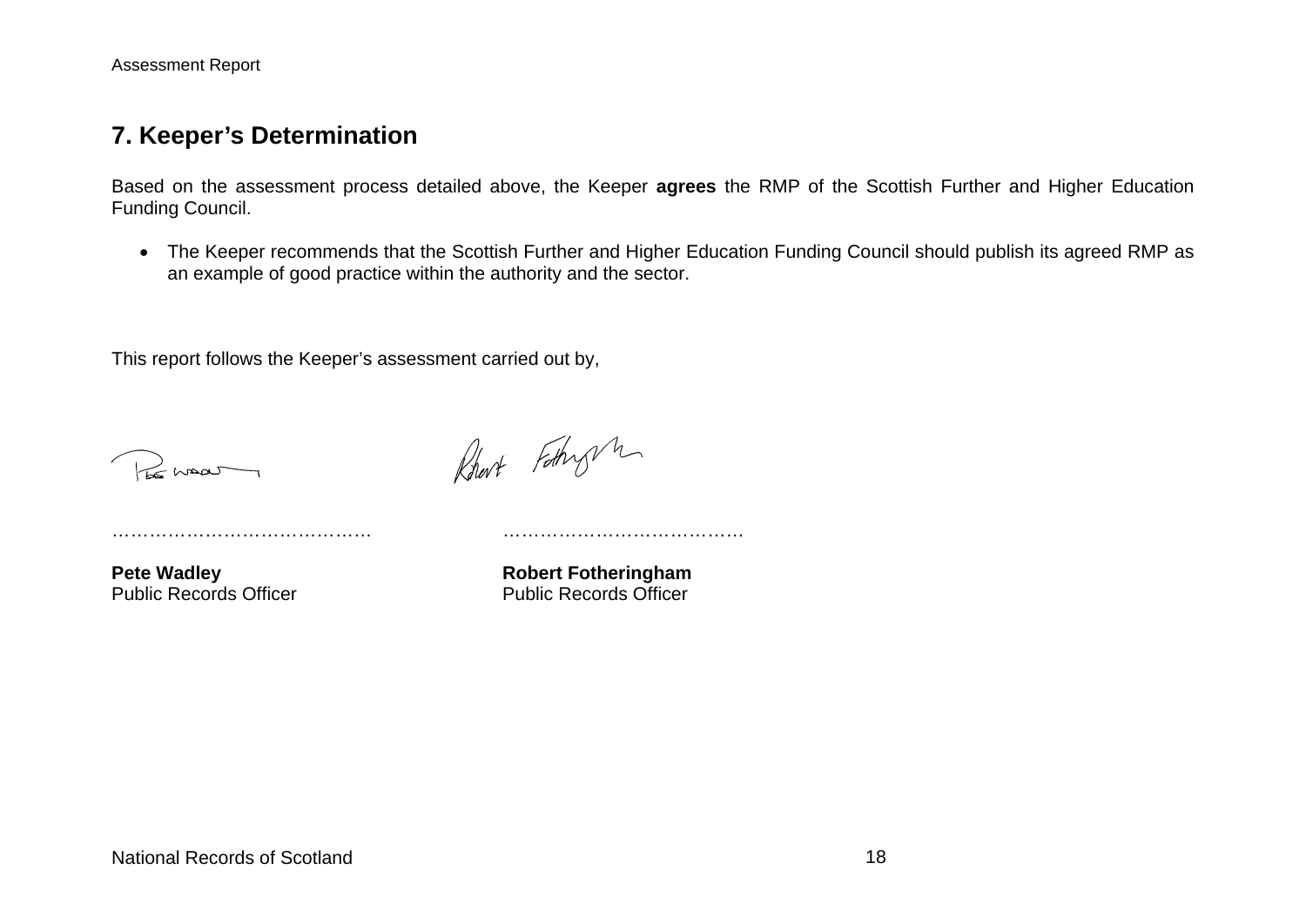## 7. Keeper's Determination

Based on the assessment process detailed above, the Keeper **agrees** the RMP of the Scottish Further and Higher Education Funding Council.

- The Keeper recommends that the Scottish Further and Higher Education Funding Council should publish its agreed RMP as an example of good practice within the authority and the sector.

This report follows the Keeper's assessment carried out by,

| …………………………………… | ………………………………… |
|---|---|
| **Pete Wadley**<br>Public Records Officer | **Robert Fotheringham**<br>Public Records Officer |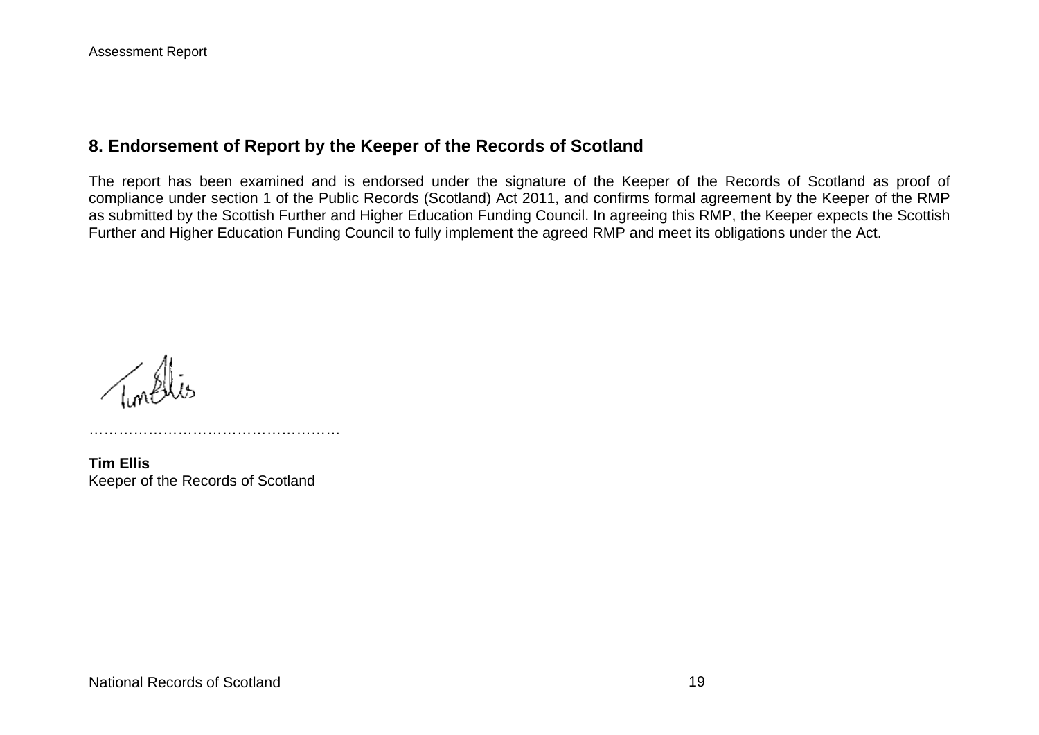## 8. Endorsement of Report by the Keeper of the Records of Scotland

The report has been examined and is endorsed under the signature of the Keeper of the Records of Scotland as proof of compliance under section 1 of the Public Records (Scotland) Act 2011, and confirms formal agreement by the Keeper of the RMP as submitted by the Scottish Further and Higher Education Funding Council. In agreeing this RMP, the Keeper expects the Scottish Further and Higher Education Funding Council to fully implement the agreed RMP and meet its obligations under the Act.

……………………………………………

**Tim Ellis**
Keeper of the Records of Scotland